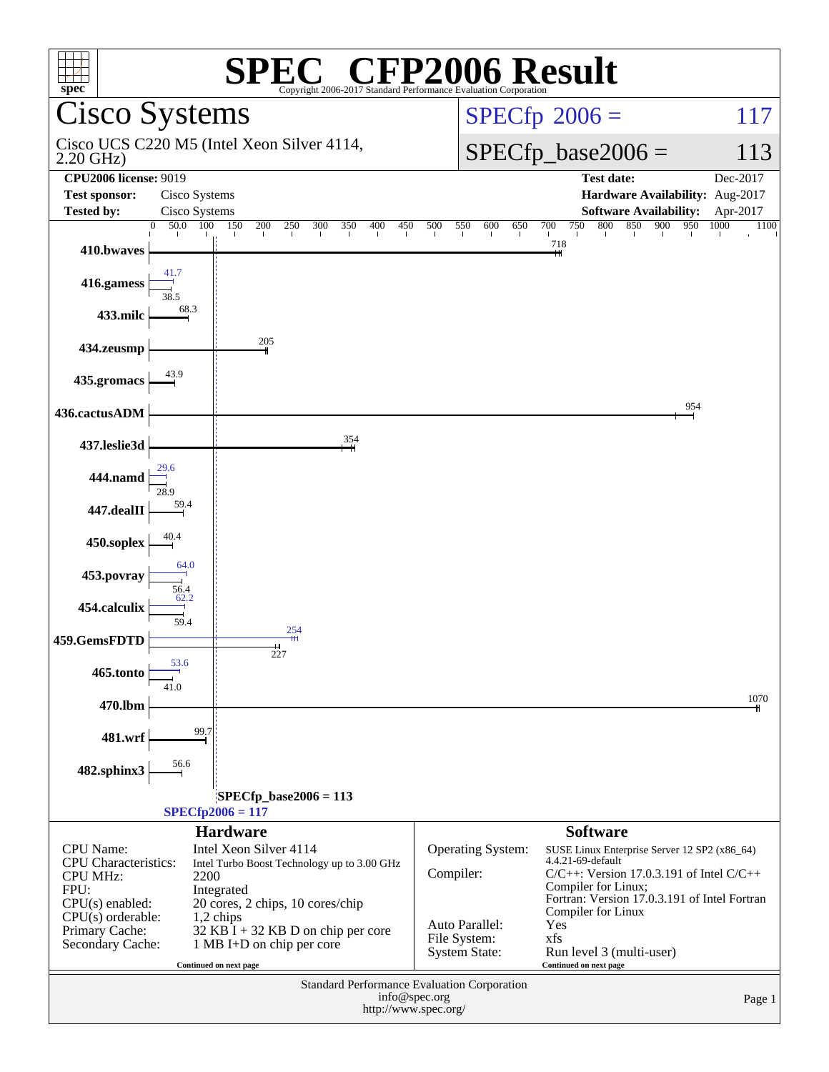# SPEC® CFP2006 Result

Copyright 2006-2017 Standard Performance Evaluation Corporation

## Cisco Systems

Cisco UCS C220 M5 (Intel Xeon Silver 4114, 2.20 GHz)

SPECfp 2006 = 117

SPECfp_base2006 = 113

| | | | |
|---|---|---|---|
| **CPU2006 license:** 9019 | | **Test date:** | Dec-2017 |
| **Test sponsor:** | Cisco Systems | **Hardware Availability:** | Aug-2017 |
| **Tested by:** | Cisco Systems | **Software Availability:** | Apr-2017 |

| Benchmark | Peak | Base |
|---|---|---|
| 410.bwaves | | 718 |
| 416.gamess | 41.7 | 38.5 |
| 433.milc | | 68.3 |
| 434.zeusmp | | 205 |
| 435.gromacs | | 43.9 |
| 436.cactusADM | | 954 |
| 437.leslie3d | | 354 |
| 444.namd | 29.6 | 28.9 |
| 447.dealII | | 59.4 |
| 450.soplex | | 40.4 |
| 453.povray | 64.0 | 56.4 |
| 454.calculix | 62.2 | 59.4 |
| 459.GemsFDTD | 254 | 227 |
| 465.tonto | 53.6 | 41.0 |
| 470.lbm | | 1070 |
| 481.wrf | | 99.7 |
| 482.sphinx3 | | 56.6 |

SPECfp_base2006 = 113

SPECfp2006 = 117

### Hardware

| | |
|---|---|
| CPU Name: | Intel Xeon Silver 4114 |
| CPU Characteristics: | Intel Turbo Boost Technology up to 3.00 GHz |
| CPU MHz: | 2200 |
| FPU: | Integrated |
| CPU(s) enabled: | 20 cores, 2 chips, 10 cores/chip |
| CPU(s) orderable: | 1,2 chips |
| Primary Cache: | 32 KB I + 32 KB D on chip per core |
| Secondary Cache: | 1 MB I+D on chip per core |

Continued on next page

### Software

| | |
|---|---|
| Operating System: | SUSE Linux Enterprise Server 12 SP2 (x86_64) 4.4.21-69-default |
| Compiler: | C/C++: Version 17.0.3.191 of Intel C/C++ Compiler for Linux; Fortran: Version 17.0.3.191 of Intel Fortran Compiler for Linux |
| Auto Parallel: | Yes |
| File System: | xfs |
| System State: | Run level 3 (multi-user) |

Continued on next page

Standard Performance Evaluation Corporation
info@spec.org
http://www.spec.org/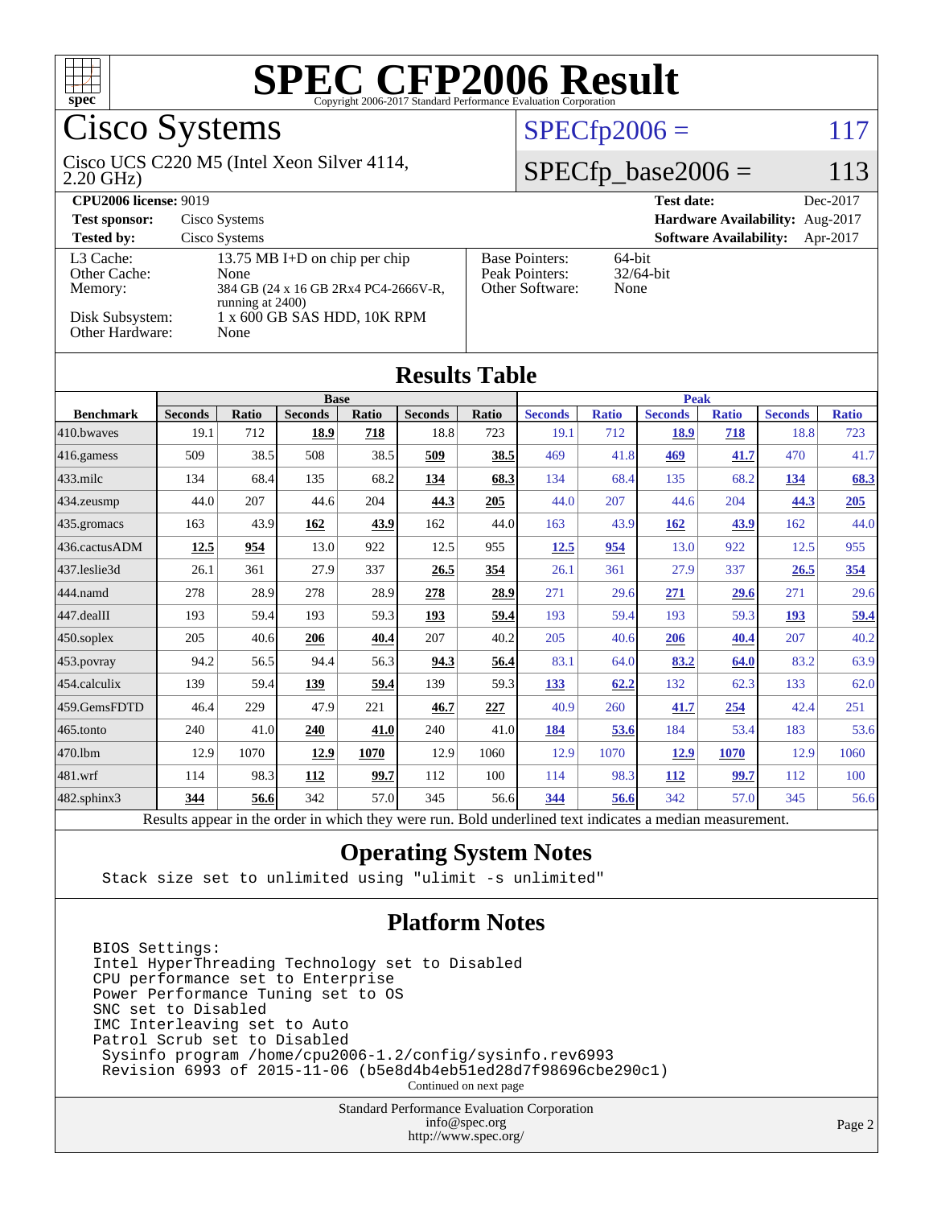# SPEC CFP2006 Result

Copyright 2006-2017 Standard Performance Evaluation Corporation

## Cisco Systems

Cisco UCS C220 M5 (Intel Xeon Silver 4114, 2.20 GHz)

SPECfp2006 = 117

SPECfp_base2006 = 113

| | | | |
|---|---|---|---|
| **CPU2006 license:** 9019 | | **Test date:** | Dec-2017 |
| **Test sponsor:** | Cisco Systems | **Hardware Availability:** | Aug-2017 |
| **Tested by:** | Cisco Systems | **Software Availability:** | Apr-2017 |

| | |
|---|---|
| L3 Cache: | 13.75 MB I+D on chip per chip |
| Other Cache: | None |
| Memory: | 384 GB (24 x 16 GB 2Rx4 PC4-2666V-R, running at 2400) |
| Disk Subsystem: | 1 x 600 GB SAS HDD, 10K RPM |
| Other Hardware: | None |

| | |
|---|---|
| Base Pointers: | 64-bit |
| Peak Pointers: | 32/64-bit |
| Other Software: | None |

## Results Table

| | Base | | | | | | Peak | | | | | |
|---|---|---|---|---|---|---|---|---|---|---|---|---|
| **Benchmark** | **Seconds** | **Ratio** | **Seconds** | **Ratio** | **Seconds** | **Ratio** | **Seconds** | **Ratio** | **Seconds** | **Ratio** | **Seconds** | **Ratio** |
| 410.bwaves | 19.1 | 712 | **18.9** | **718** | 18.8 | 723 | 19.1 | 712 | **18.9** | **718** | 18.8 | 723 |
| 416.gamess | 509 | 38.5 | 508 | 38.5 | **509** | **38.5** | 469 | 41.8 | **469** | **41.7** | 470 | 41.7 |
| 433.milc | 134 | 68.4 | 135 | 68.2 | **134** | **68.3** | 134 | 68.4 | 135 | 68.2 | **134** | **68.3** |
| 434.zeusmp | 44.0 | 207 | 44.6 | 204 | **44.3** | **205** | 44.0 | 207 | 44.6 | 204 | **44.3** | **205** |
| 435.gromacs | 163 | 43.9 | **162** | **43.9** | 162 | 44.0 | 163 | 43.9 | **162** | **43.9** | 162 | 44.0 |
| 436.cactusADM | **12.5** | **954** | 13.0 | 922 | 12.5 | 955 | **12.5** | **954** | 13.0 | 922 | 12.5 | 955 |
| 437.leslie3d | 26.1 | 361 | 27.9 | 337 | **26.5** | **354** | 26.1 | 361 | 27.9 | 337 | **26.5** | **354** |
| 444.namd | 278 | 28.9 | 278 | 28.9 | **278** | **28.9** | 271 | 29.6 | **271** | **29.6** | 271 | 29.6 |
| 447.dealII | 193 | 59.4 | 193 | 59.3 | **193** | **59.4** | 193 | 59.4 | 193 | 59.3 | **193** | **59.4** |
| 450.soplex | 205 | 40.6 | **206** | **40.4** | 207 | 40.2 | 205 | 40.6 | **206** | **40.4** | 207 | 40.2 |
| 453.povray | 94.2 | 56.5 | 94.4 | 56.3 | **94.3** | **56.4** | 83.1 | 64.0 | **83.2** | **64.0** | 83.2 | 63.9 |
| 454.calculix | 139 | 59.4 | **139** | **59.4** | 139 | 59.3 | **133** | **62.2** | 132 | 62.3 | 133 | 62.0 |
| 459.GemsFDTD | 46.4 | 229 | 47.9 | 221 | **46.7** | **227** | 40.9 | 260 | **41.7** | **254** | 42.4 | 251 |
| 465.tonto | 240 | 41.0 | **240** | **41.0** | 240 | 41.0 | **184** | **53.6** | 184 | 53.4 | 183 | 53.6 |
| 470.lbm | 12.9 | 1070 | **12.9** | **1070** | 12.9 | 1060 | 12.9 | 1070 | **12.9** | **1070** | 12.9 | 1060 |
| 481.wrf | 114 | 98.3 | **112** | **99.7** | 112 | 100 | 114 | 98.3 | **112** | **99.7** | 112 | 100 |
| 482.sphinx3 | **344** | **56.6** | 342 | 57.0 | 345 | 56.6 | **344** | **56.6** | 342 | 57.0 | 345 | 56.6 |

Results appear in the order in which they were run. Bold underlined text indicates a median measurement.

## Operating System Notes

```
Stack size set to unlimited using "ulimit -s unlimited"
```

## Platform Notes

```
BIOS Settings:
Intel HyperThreading Technology set to Disabled
CPU performance set to Enterprise
Power Performance Tuning set to OS
SNC set to Disabled
IMC Interleaving set to Auto
Patrol Scrub set to Disabled
 Sysinfo program /home/cpu2006-1.2/config/sysinfo.rev6993
 Revision 6993 of 2015-11-06 (b5e8d4b4eb51ed28d7f98696cbe290c1)
```

Continued on next page

Standard Performance Evaluation Corporation
info@spec.org
http://www.spec.org/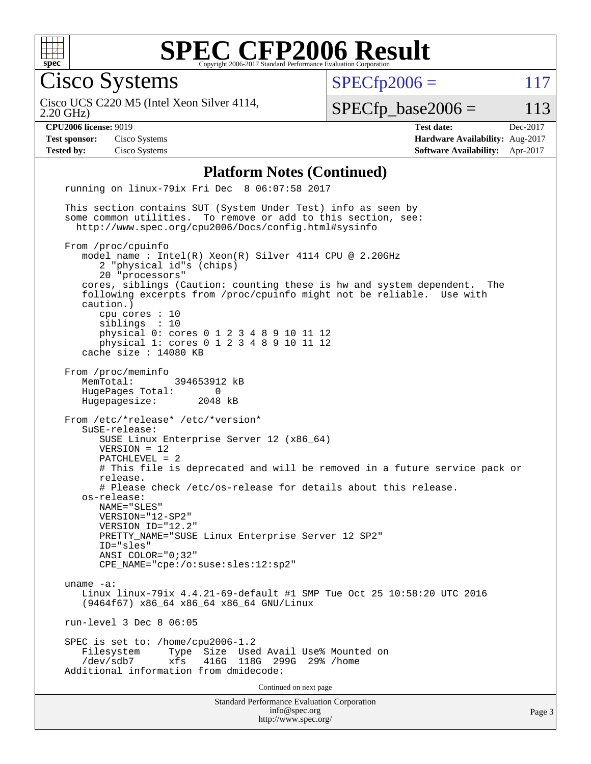# SPEC CFP2006 Result

Copyright 2006-2017 Standard Performance Evaluation Corporation

## Cisco Systems

Cisco UCS C220 M5 (Intel Xeon Silver 4114, 2.20 GHz)

SPECfp2006 = 117

SPECfp_base2006 = 113

| | | | |
|---|---|---|---|
| **CPU2006 license:** 9019 | | **Test date:** | Dec-2017 |
| **Test sponsor:** | Cisco Systems | **Hardware Availability:** | Aug-2017 |
| **Tested by:** | Cisco Systems | **Software Availability:** | Apr-2017 |

### Platform Notes (Continued)

```
running on linux-79ix Fri Dec  8 06:07:58 2017

This section contains SUT (System Under Test) info as seen by
some common utilities.  To remove or add to this section, see:
  http://www.spec.org/cpu2006/Docs/config.html#sysinfo

From /proc/cpuinfo
   model name : Intel(R) Xeon(R) Silver 4114 CPU @ 2.20GHz
      2 "physical id"s (chips)
      20 "processors"
   cores, siblings (Caution: counting these is hw and system dependent.  The
   following excerpts from /proc/cpuinfo might not be reliable.  Use with
   caution.)
      cpu cores : 10
      siblings  : 10
      physical 0: cores 0 1 2 3 4 8 9 10 11 12
      physical 1: cores 0 1 2 3 4 8 9 10 11 12
   cache size : 14080 KB

From /proc/meminfo
   MemTotal:       394653912 kB
   HugePages_Total:       0
   Hugepagesize:       2048 kB

From /etc/*release* /etc/*version*
   SuSE-release:
      SUSE Linux Enterprise Server 12 (x86_64)
      VERSION = 12
      PATCHLEVEL = 2
      # This file is deprecated and will be removed in a future service pack or
      release.
      # Please check /etc/os-release for details about this release.
   os-release:
      NAME="SLES"
      VERSION="12-SP2"
      VERSION_ID="12.2"
      PRETTY_NAME="SUSE Linux Enterprise Server 12 SP2"
      ID="sles"
      ANSI_COLOR="0;32"
      CPE_NAME="cpe:/o:suse:sles:12:sp2"

uname -a:
   Linux linux-79ix 4.4.21-69-default #1 SMP Tue Oct 25 10:58:20 UTC 2016
   (9464f67) x86_64 x86_64 x86_64 GNU/Linux

run-level 3 Dec 8 06:05

SPEC is set to: /home/cpu2006-1.2
   Filesystem     Type  Size  Used Avail Use% Mounted on
   /dev/sdb7      xfs   416G  118G  299G  29% /home
Additional information from dmidecode:
```

Continued on next page

Standard Performance Evaluation Corporation
info@spec.org
http://www.spec.org/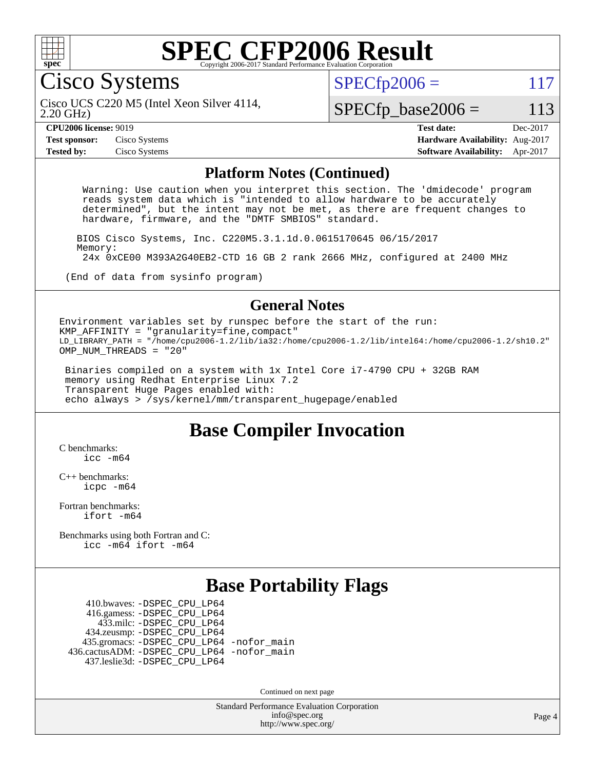# SPEC CFP2006 Result

Copyright 2006-2017 Standard Performance Evaluation Corporation

## Cisco Systems

Cisco UCS C220 M5 (Intel Xeon Silver 4114, 2.20 GHz)

SPECfp2006 = 117

SPECfp_base2006 = 113

| | | | |
|---|---|---|---|
| **CPU2006 license:** 9019 | | **Test date:** | Dec-2017 |
| **Test sponsor:** | Cisco Systems | **Hardware Availability:** | Aug-2017 |
| **Tested by:** | Cisco Systems | **Software Availability:** | Apr-2017 |

### Platform Notes (Continued)

```
   Warning: Use caution when you interpret this section. The 'dmidecode' program
   reads system data which is "intended to allow hardware to be accurately
   determined", but the intent may not be met, as there are frequent changes to
   hardware, firmware, and the "DMTF SMBIOS" standard.

  BIOS Cisco Systems, Inc. C220M5.3.1.1d.0.0615170645 06/15/2017
  Memory:
   24x 0xCE00 M393A2G40EB2-CTD 16 GB 2 rank 2666 MHz, configured at 2400 MHz

 (End of data from sysinfo program)
```

### General Notes

```
Environment variables set by runspec before the start of the run:
KMP_AFFINITY = "granularity=fine,compact"
LD_LIBRARY_PATH = "/home/cpu2006-1.2/lib/ia32:/home/cpu2006-1.2/lib/intel64:/home/cpu2006-1.2/sh10.2"
OMP_NUM_THREADS = "20"

 Binaries compiled on a system with 1x Intel Core i7-4790 CPU + 32GB RAM
 memory using Redhat Enterprise Linux 7.2
 Transparent Huge Pages enabled with:
 echo always > /sys/kernel/mm/transparent_hugepage/enabled
```

## Base Compiler Invocation

C benchmarks:
`icc -m64`

C++ benchmarks:
`icpc -m64`

Fortran benchmarks:
`ifort -m64`

Benchmarks using both Fortran and C:
`icc -m64 ifort -m64`

## Base Portability Flags

```
     410.bwaves: -DSPEC_CPU_LP64
     416.gamess: -DSPEC_CPU_LP64
       433.milc: -DSPEC_CPU_LP64
     434.zeusmp: -DSPEC_CPU_LP64
    435.gromacs: -DSPEC_CPU_LP64 -nofor_main
 436.cactusADM: -DSPEC_CPU_LP64 -nofor_main
    437.leslie3d: -DSPEC_CPU_LP64
```

Continued on next page

Standard Performance Evaluation Corporation
info@spec.org
http://www.spec.org/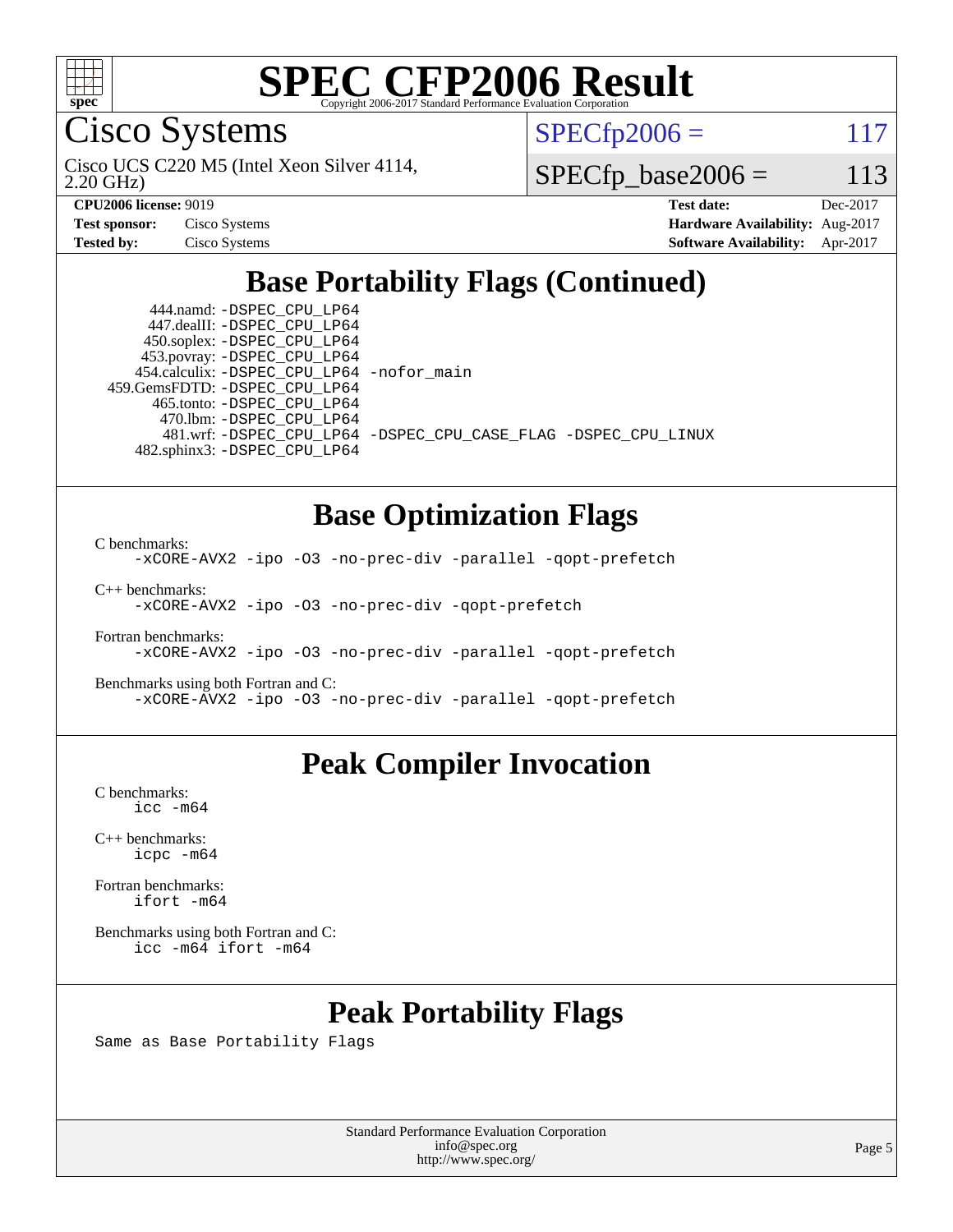# SPEC CFP2006 Result

Copyright 2006-2017 Standard Performance Evaluation Corporation

## Cisco Systems

Cisco UCS C220 M5 (Intel Xeon Silver 4114, 2.20 GHz)

SPECfp2006 = 117

SPECfp_base2006 = 113

| | | | |
|---|---|---|---|
| **CPU2006 license:** 9019 | | **Test date:** | Dec-2017 |
| **Test sponsor:** | Cisco Systems | **Hardware Availability:** | Aug-2017 |
| **Tested by:** | Cisco Systems | **Software Availability:** | Apr-2017 |

## Base Portability Flags (Continued)

```
     444.namd: -DSPEC_CPU_LP64
    447.dealII: -DSPEC_CPU_LP64
    450.soplex: -DSPEC_CPU_LP64
    453.povray: -DSPEC_CPU_LP64
   454.calculix: -DSPEC_CPU_LP64 -nofor_main
  459.GemsFDTD: -DSPEC_CPU_LP64
     465.tonto: -DSPEC_CPU_LP64
       470.lbm: -DSPEC_CPU_LP64
       481.wrf: -DSPEC_CPU_LP64 -DSPEC_CPU_CASE_FLAG -DSPEC_CPU_LINUX
   482.sphinx3: -DSPEC_CPU_LP64
```

## Base Optimization Flags

C benchmarks:
```
-xCORE-AVX2 -ipo -O3 -no-prec-div -parallel -qopt-prefetch
```

C++ benchmarks:
```
-xCORE-AVX2 -ipo -O3 -no-prec-div -qopt-prefetch
```

Fortran benchmarks:
```
-xCORE-AVX2 -ipo -O3 -no-prec-div -parallel -qopt-prefetch
```

Benchmarks using both Fortran and C:
```
-xCORE-AVX2 -ipo -O3 -no-prec-div -parallel -qopt-prefetch
```

## Peak Compiler Invocation

C benchmarks:
```
icc -m64
```

C++ benchmarks:
```
icpc -m64
```

Fortran benchmarks:
```
ifort -m64
```

Benchmarks using both Fortran and C:
```
icc -m64 ifort -m64
```

## Peak Portability Flags

Same as Base Portability Flags

Standard Performance Evaluation Corporation
info@spec.org
http://www.spec.org/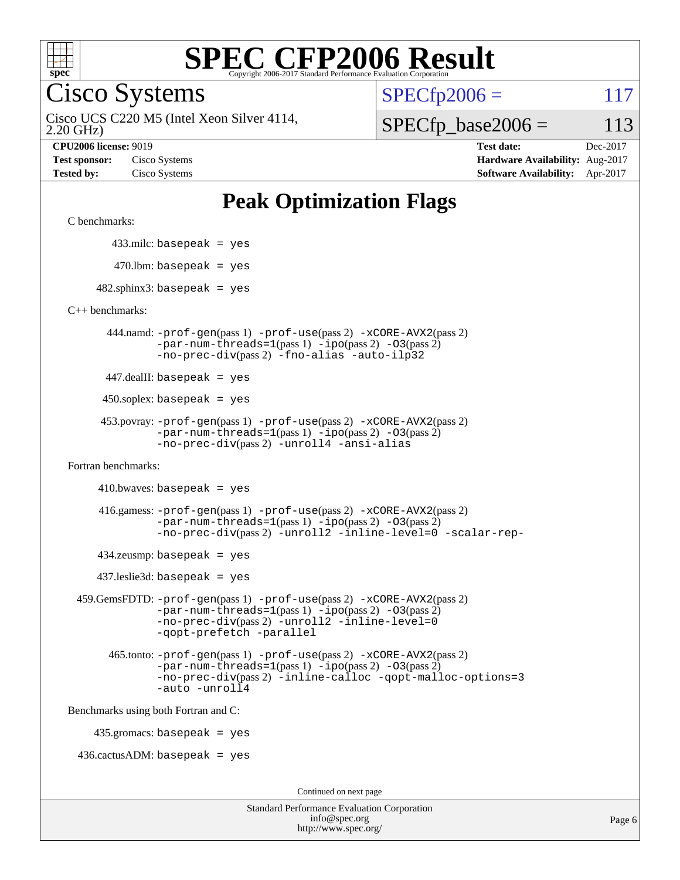# SPEC CFP2006 Result

Copyright 2006-2017 Standard Performance Evaluation Corporation

## Cisco Systems

Cisco UCS C220 M5 (Intel Xeon Silver 4114, 2.20 GHz)

SPECfp2006 = 117

SPECfp_base2006 = 113

| | | | |
|---|---|---|---|
| **CPU2006 license:** 9019 | | **Test date:** | Dec-2017 |
| **Test sponsor:** | Cisco Systems | **Hardware Availability:** | Aug-2017 |
| **Tested by:** | Cisco Systems | **Software Availability:** | Apr-2017 |

# Peak Optimization Flags

C benchmarks:

433.milc: basepeak = yes

470.lbm: basepeak = yes

482.sphinx3: basepeak = yes

C++ benchmarks:

444.namd: -prof-gen(pass 1) -prof-use(pass 2) -xCORE-AVX2(pass 2) -par-num-threads=1(pass 1) -ipo(pass 2) -O3(pass 2) -no-prec-div(pass 2) -fno-alias -auto-ilp32

447.dealII: basepeak = yes

450.soplex: basepeak = yes

453.povray: -prof-gen(pass 1) -prof-use(pass 2) -xCORE-AVX2(pass 2) -par-num-threads=1(pass 1) -ipo(pass 2) -O3(pass 2) -no-prec-div(pass 2) -unroll4 -ansi-alias

Fortran benchmarks:

410.bwaves: basepeak = yes

416.gamess: -prof-gen(pass 1) -prof-use(pass 2) -xCORE-AVX2(pass 2) -par-num-threads=1(pass 1) -ipo(pass 2) -O3(pass 2) -no-prec-div(pass 2) -unroll2 -inline-level=0 -scalar-rep-

434.zeusmp: basepeak = yes

437.leslie3d: basepeak = yes

459.GemsFDTD: -prof-gen(pass 1) -prof-use(pass 2) -xCORE-AVX2(pass 2) -par-num-threads=1(pass 1) -ipo(pass 2) -O3(pass 2) -no-prec-div(pass 2) -unroll2 -inline-level=0 -qopt-prefetch -parallel

465.tonto: -prof-gen(pass 1) -prof-use(pass 2) -xCORE-AVX2(pass 2) -par-num-threads=1(pass 1) -ipo(pass 2) -O3(pass 2) -no-prec-div(pass 2) -inline-calloc -qopt-malloc-options=3 -auto -unroll4

Benchmarks using both Fortran and C:

435.gromacs: basepeak = yes

436.cactusADM: basepeak = yes

Continued on next page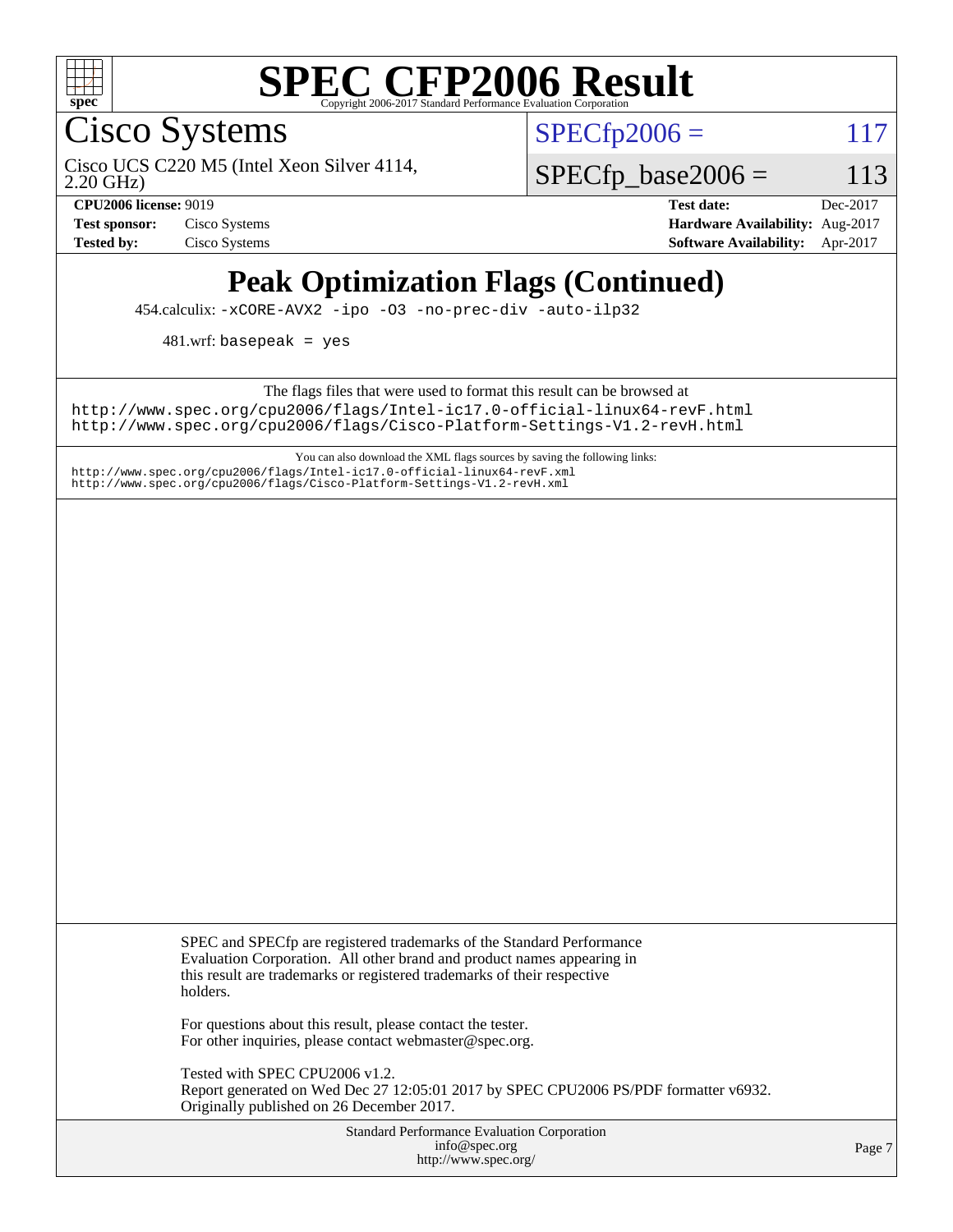# Peak Optimization Flags (Continued)

454.calculix: -xCORE-AVX2 -ipo -O3 -no-prec-div -auto-ilp32

481.wrf: basepeak = yes

The flags files that were used to format this result can be browsed at
http://www.spec.org/cpu2006/flags/Intel-ic17.0-official-linux64-revF.html
http://www.spec.org/cpu2006/flags/Cisco-Platform-Settings-V1.2-revH.html

You can also download the XML flags sources by saving the following links:
http://www.spec.org/cpu2006/flags/Intel-ic17.0-official-linux64-revF.xml
http://www.spec.org/cpu2006/flags/Cisco-Platform-Settings-V1.2-revH.xml

SPEC and SPECfp are registered trademarks of the Standard Performance Evaluation Corporation. All other brand and product names appearing in this result are trademarks or registered trademarks of their respective holders.

For questions about this result, please contact the tester.
For other inquiries, please contact webmaster@spec.org.

Tested with SPEC CPU2006 v1.2.
Report generated on Wed Dec 27 12:05:01 2017 by SPEC CPU2006 PS/PDF formatter v6932.
Originally published on 26 December 2017.